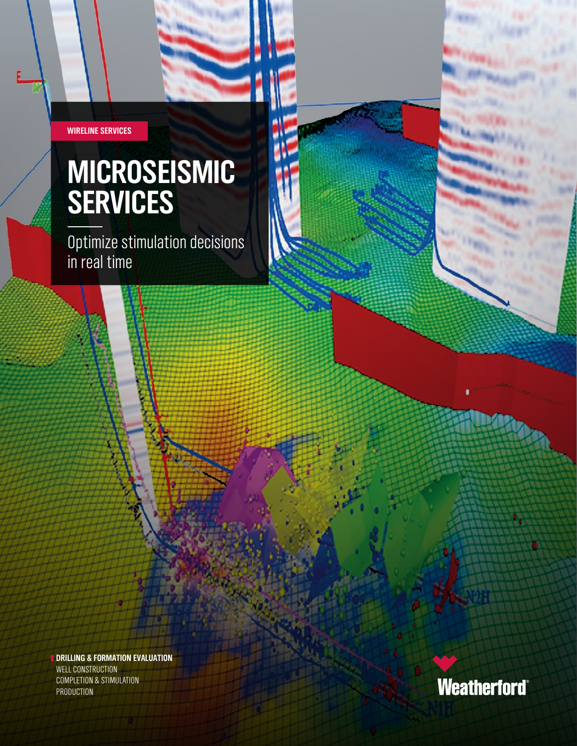WIRELINE SERVICES

# MICROSEISMIC SERVICES

Optimize stimulation decisions in real time

**DRILLING & FORMATION EVALUATION**
WELL CONSTRUCTION
COMPLETION & STIMULATION
PRODUCTION

Weatherford®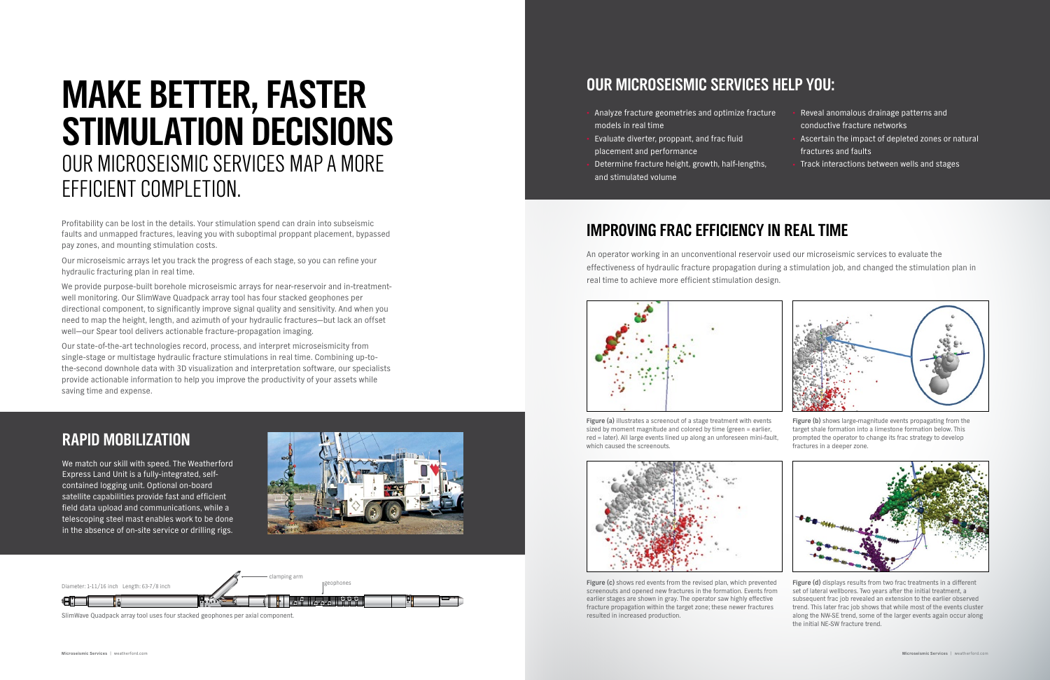# MAKE BETTER, FASTER STIMULATION DECISIONS

## OUR MICROSEISMIC SERVICES MAP A MORE EFFICIENT COMPLETION.

Profitability can be lost in the details. Your stimulation spend can drain into subseismic faults and unmapped fractures, leaving you with suboptimal proppant placement, bypassed pay zones, and mounting stimulation costs.

Our microseismic arrays let you track the progress of each stage, so you can refine your hydraulic fracturing plan in real time.

We provide purpose-built borehole microseismic arrays for near-reservoir and in-treatment-well monitoring. Our SlimWave Quadpack array tool has four stacked geophones per directional component, to significantly improve signal quality and sensitivity. And when you need to map the height, length, and azimuth of your hydraulic fractures—but lack an offset well—our Spear tool delivers actionable fracture-propagation imaging.

Our state-of-the-art technologies record, process, and interpret microseismicity from single-stage or multistage hydraulic fracture stimulations in real time. Combining up-to-the-second downhole data with 3D visualization and interpretation software, our specialists provide actionable information to help you improve the productivity of your assets while saving time and expense.

## RAPID MOBILIZATION

We match our skill with speed. The Weatherford Express Land Unit is a fully-integrated, self-contained logging unit. Optional on-board satellite capabilities provide fast and efficient field data upload and communications, while a telescoping steel mast enables work to be done in the absence of on-site service or drilling rigs.

Diameter: 1-11/16 inch Length: 63-7/8 inch

clamping arm

geophones

SlimWave Quadpack array tool uses four stacked geophones per axial component.

## OUR MICROSEISMIC SERVICES HELP YOU:

- Analyze fracture geometries and optimize fracture models in real time
- Evaluate diverter, proppant, and frac fluid placement and performance
- Determine fracture height, growth, half-lengths, and stimulated volume
- Reveal anomalous drainage patterns and conductive fracture networks
- Ascertain the impact of depleted zones or natural fractures and faults
- Track interactions between wells and stages

## IMPROVING FRAC EFFICIENCY IN REAL TIME

An operator working in an unconventional reservoir used our microseismic services to evaluate the effectiveness of hydraulic fracture propagation during a stimulation job, and changed the stimulation plan in real time to achieve more efficient stimulation design.

**Figure (a)** illustrates a screenout of a stage treatment with events sized by moment magnitude and colored by time (green = earlier, red = later). All large events lined up along an unforeseen mini-fault, which caused the screenouts.

**Figure (b)** shows large-magnitude events propagating from the target shale formation into a limestone formation below. This prompted the operator to change its frac strategy to develop fractures in a deeper zone.

**Figure (c)** shows red events from the revised plan, which prevented screenouts and opened new fractures in the formation. Events from earlier stages are shown in gray. The operator saw highly effective fracture propagation within the target zone; these newer fractures resulted in increased production.

**Figure (d)** displays results from two frac treatments in a different set of lateral wellbores. Two years after the initial treatment, a subsequent frac job revealed an extension to the earlier observed trend. This later frac job shows that while most of the events cluster along the NW-SE trend, some of the larger events again occur along the initial NE-SW fracture trend.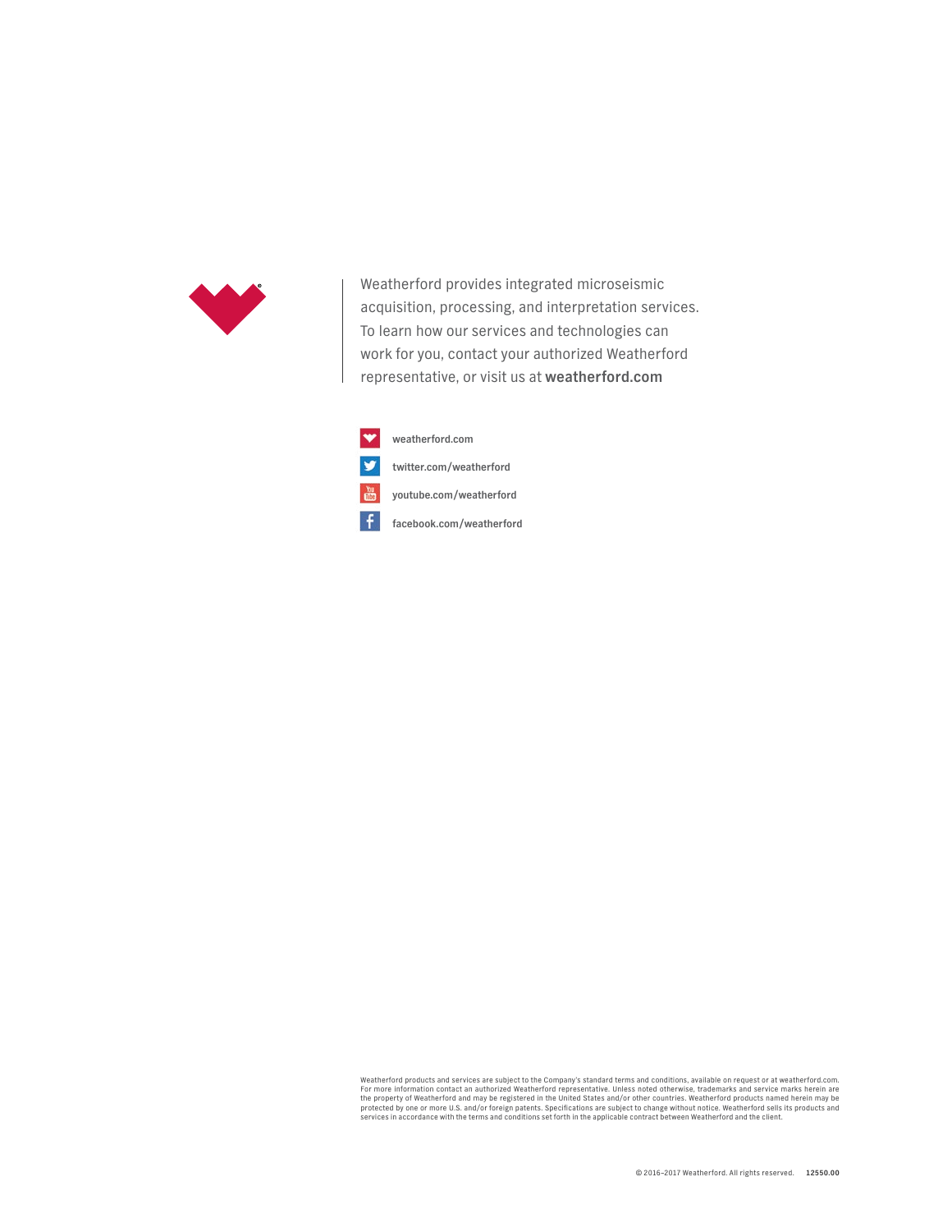Weatherford provides integrated microseismic acquisition, processing, and interpretation services. To learn how our services and technologies can work for you, contact your authorized Weatherford representative, or visit us at **weatherford.com**

**weatherford.com**

**twitter.com/weatherford**

**youtube.com/weatherford**

**facebook.com/weatherford**

Weatherford products and services are subject to the Company's standard terms and conditions, available on request or at weatherford.com. For more information contact an authorized Weatherford representative. Unless noted otherwise, trademarks and service marks herein are the property of Weatherford and may be registered in the United States and/or other countries. Weatherford products named herein may be protected by one or more U.S. and/or foreign patents. Specifications are subject to change without notice. Weatherford sells its products and services in accordance with the terms and conditions set forth in the applicable contract between Weatherford and the client.

© 2016–2017 Weatherford. All rights reserved. **12550.00**